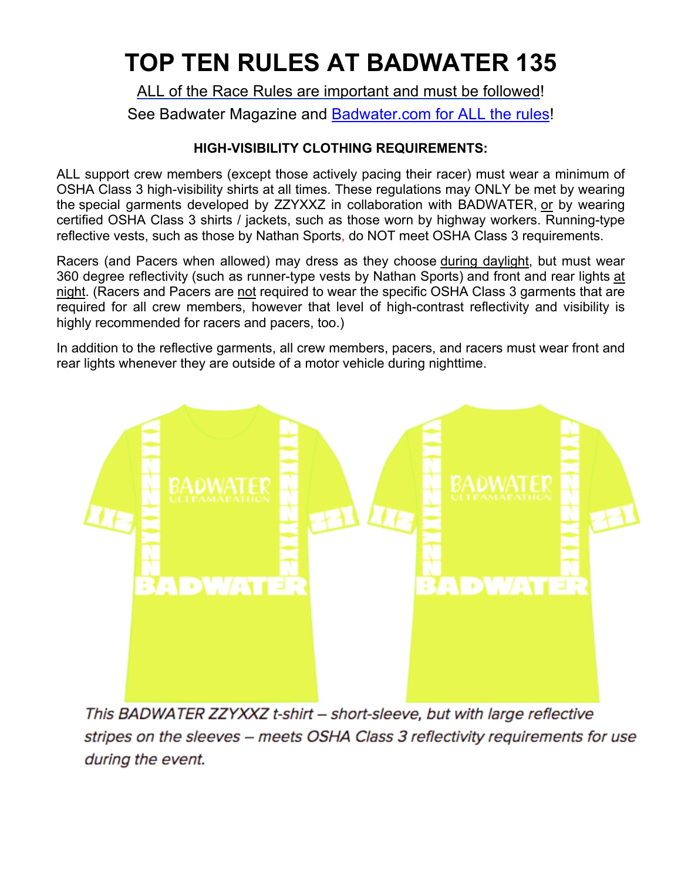# TOP TEN RULES AT BADWATER 135

ALL of the Race Rules are important and must be followed!

See Badwater Magazine and Badwater.com for ALL the rules!

### HIGH-VISIBILITY CLOTHING REQUIREMENTS:

ALL support crew members (except those actively pacing their racer) must wear a minimum of OSHA Class 3 high-visibility shirts at all times. These regulations may ONLY be met by wearing the special garments developed by ZZYXXZ in collaboration with BADWATER, or by wearing certified OSHA Class 3 shirts / jackets, such as those worn by highway workers. Running-type reflective vests, such as those by Nathan Sports, do NOT meet OSHA Class 3 requirements.

Racers (and Pacers when allowed) may dress as they choose during daylight, but must wear 360 degree reflectivity (such as runner-type vests by Nathan Sports) and front and rear lights at night. (Racers and Pacers are not required to wear the specific OSHA Class 3 garments that are required for all crew members, however that level of high-contrast reflectivity and visibility is highly recommended for racers and pacers, too.)

In addition to the reflective garments, all crew members, pacers, and racers must wear front and rear lights whenever they are outside of a motor vehicle during nighttime.

*This BADWATER ZZYXXZ t-shirt – short-sleeve, but with large reflective stripes on the sleeves – meets OSHA Class 3 reflectivity requirements for use during the event.*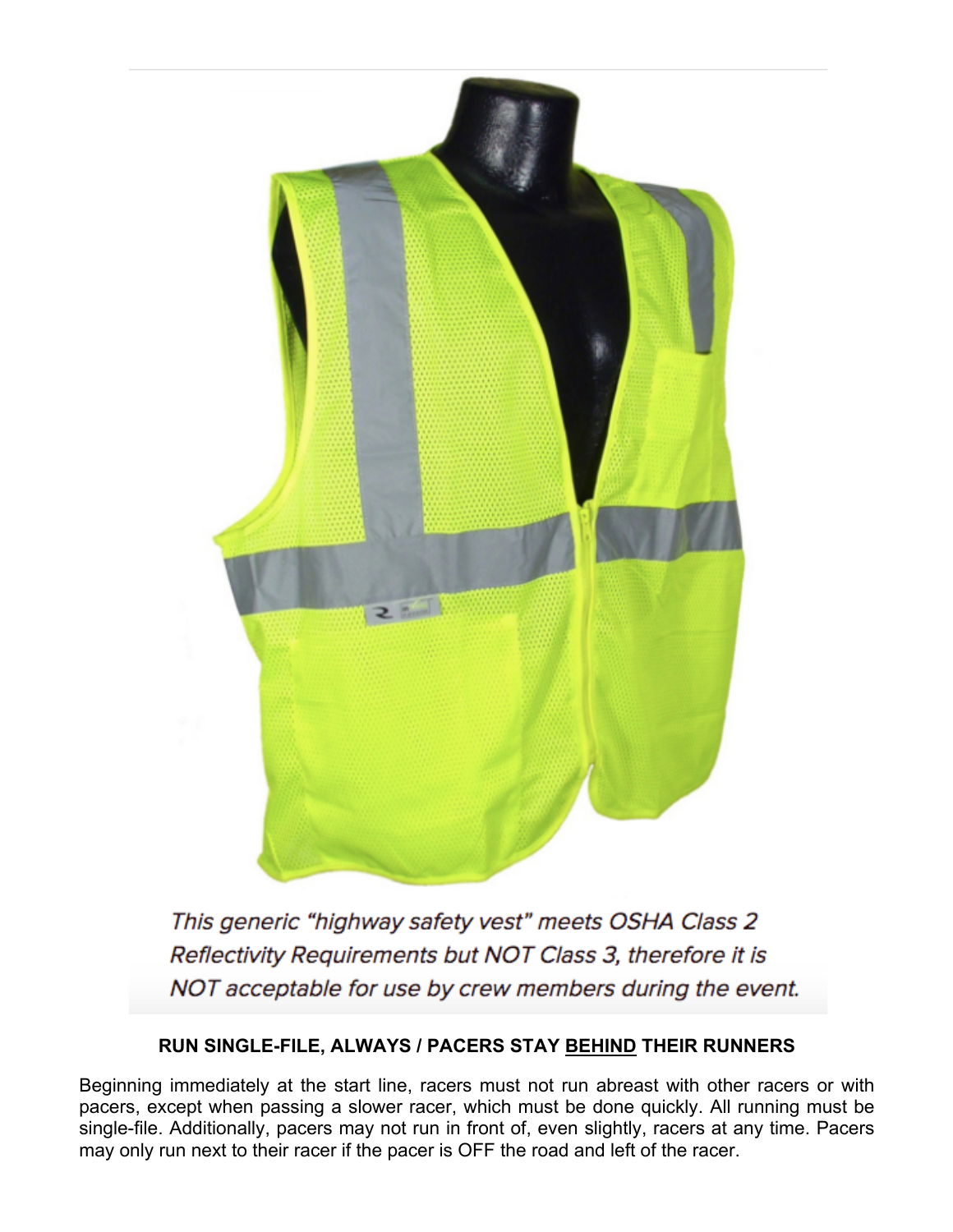*This generic "highway safety vest" meets OSHA Class 2 Reflectivity Requirements but NOT Class 3, therefore it is NOT acceptable for use by crew members during the event.*

**RUN SINGLE-FILE, ALWAYS / PACERS STAY <u>BEHIND</u> THEIR RUNNERS**

Beginning immediately at the start line, racers must not run abreast with other racers or with pacers, except when passing a slower racer, which must be done quickly. All running must be single-file. Additionally, pacers may not run in front of, even slightly, racers at any time. Pacers may only run next to their racer if the pacer is OFF the road and left of the racer.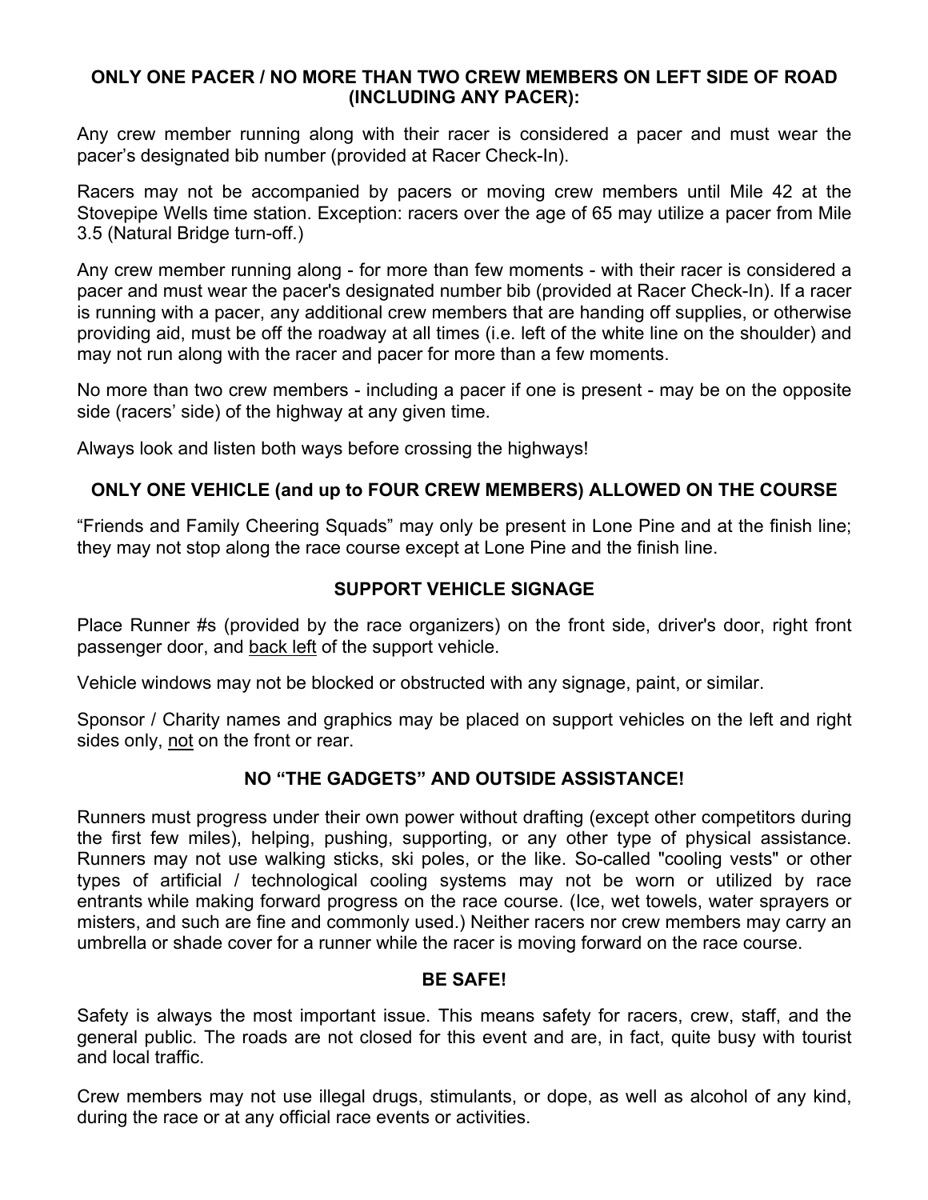## ONLY ONE PACER / NO MORE THAN TWO CREW MEMBERS ON LEFT SIDE OF ROAD (INCLUDING ANY PACER):

Any crew member running along with their racer is considered a pacer and must wear the pacer's designated bib number (provided at Racer Check-In).

Racers may not be accompanied by pacers or moving crew members until Mile 42 at the Stovepipe Wells time station. Exception: racers over the age of 65 may utilize a pacer from Mile 3.5 (Natural Bridge turn-off.)

Any crew member running along - for more than few moments - with their racer is considered a pacer and must wear the pacer's designated number bib (provided at Racer Check-In). If a racer is running with a pacer, any additional crew members that are handing off supplies, or otherwise providing aid, must be off the roadway at all times (i.e. left of the white line on the shoulder) and may not run along with the racer and pacer for more than a few moments.

No more than two crew members - including a pacer if one is present - may be on the opposite side (racers' side) of the highway at any given time.

Always look and listen both ways before crossing the highways!

## ONLY ONE VEHICLE (and up to FOUR CREW MEMBERS) ALLOWED ON THE COURSE

"Friends and Family Cheering Squads" may only be present in Lone Pine and at the finish line; they may not stop along the race course except at Lone Pine and the finish line.

## SUPPORT VEHICLE SIGNAGE

Place Runner #s (provided by the race organizers) on the front side, driver's door, right front passenger door, and <u>back left</u> of the support vehicle.

Vehicle windows may not be blocked or obstructed with any signage, paint, or similar.

Sponsor / Charity names and graphics may be placed on support vehicles on the left and right sides only, <u>not</u> on the front or rear.

## NO "THE GADGETS" AND OUTSIDE ASSISTANCE!

Runners must progress under their own power without drafting (except other competitors during the first few miles), helping, pushing, supporting, or any other type of physical assistance. Runners may not use walking sticks, ski poles, or the like. So-called "cooling vests" or other types of artificial / technological cooling systems may not be worn or utilized by race entrants while making forward progress on the race course. (Ice, wet towels, water sprayers or misters, and such are fine and commonly used.) Neither racers nor crew members may carry an umbrella or shade cover for a runner while the racer is moving forward on the race course.

## BE SAFE!

Safety is always the most important issue. This means safety for racers, crew, staff, and the general public. The roads are not closed for this event and are, in fact, quite busy with tourist and local traffic.

Crew members may not use illegal drugs, stimulants, or dope, as well as alcohol of any kind, during the race or at any official race events or activities.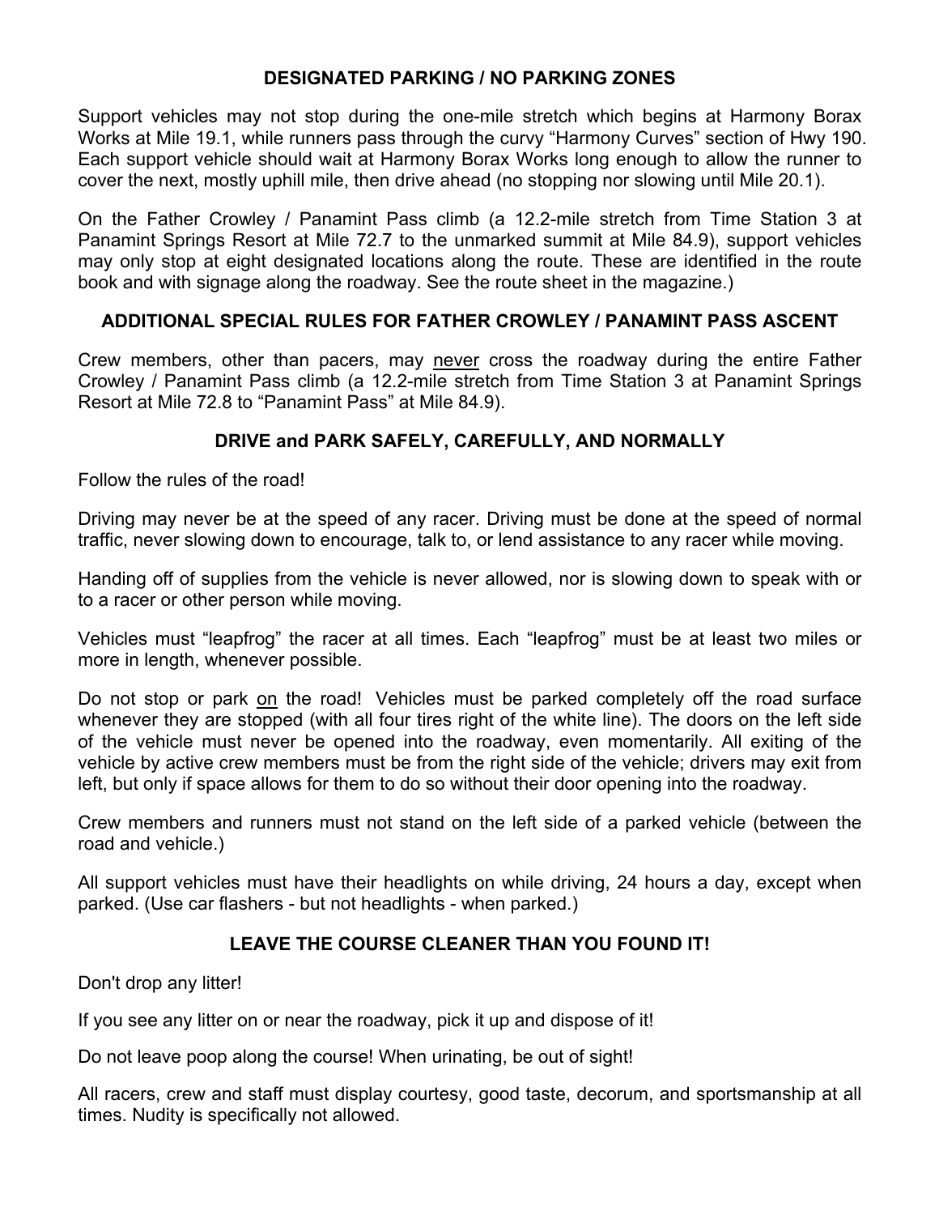## DESIGNATED PARKING / NO PARKING ZONES

Support vehicles may not stop during the one-mile stretch which begins at Harmony Borax Works at Mile 19.1, while runners pass through the curvy "Harmony Curves" section of Hwy 190. Each support vehicle should wait at Harmony Borax Works long enough to allow the runner to cover the next, mostly uphill mile, then drive ahead (no stopping nor slowing until Mile 20.1).

On the Father Crowley / Panamint Pass climb (a 12.2-mile stretch from Time Station 3 at Panamint Springs Resort at Mile 72.7 to the unmarked summit at Mile 84.9), support vehicles may only stop at eight designated locations along the route. These are identified in the route book and with signage along the roadway. See the route sheet in the magazine.)

## ADDITIONAL SPECIAL RULES FOR FATHER CROWLEY / PANAMINT PASS ASCENT

Crew members, other than pacers, may <u>never</u> cross the roadway during the entire Father Crowley / Panamint Pass climb (a 12.2-mile stretch from Time Station 3 at Panamint Springs Resort at Mile 72.8 to "Panamint Pass" at Mile 84.9).

## DRIVE and PARK SAFELY, CAREFULLY, AND NORMALLY

Follow the rules of the road!

Driving may never be at the speed of any racer. Driving must be done at the speed of normal traffic, never slowing down to encourage, talk to, or lend assistance to any racer while moving.

Handing off of supplies from the vehicle is never allowed, nor is slowing down to speak with or to a racer or other person while moving.

Vehicles must "leapfrog" the racer at all times. Each "leapfrog" must be at least two miles or more in length, whenever possible.

Do not stop or park <u>on</u> the road! Vehicles must be parked completely off the road surface whenever they are stopped (with all four tires right of the white line). The doors on the left side of the vehicle must never be opened into the roadway, even momentarily. All exiting of the vehicle by active crew members must be from the right side of the vehicle; drivers may exit from left, but only if space allows for them to do so without their door opening into the roadway.

Crew members and runners must not stand on the left side of a parked vehicle (between the road and vehicle.)

All support vehicles must have their headlights on while driving, 24 hours a day, except when parked. (Use car flashers - but not headlights - when parked.)

## LEAVE THE COURSE CLEANER THAN YOU FOUND IT!

Don't drop any litter!

If you see any litter on or near the roadway, pick it up and dispose of it!

Do not leave poop along the course! When urinating, be out of sight!

All racers, crew and staff must display courtesy, good taste, decorum, and sportsmanship at all times. Nudity is specifically not allowed.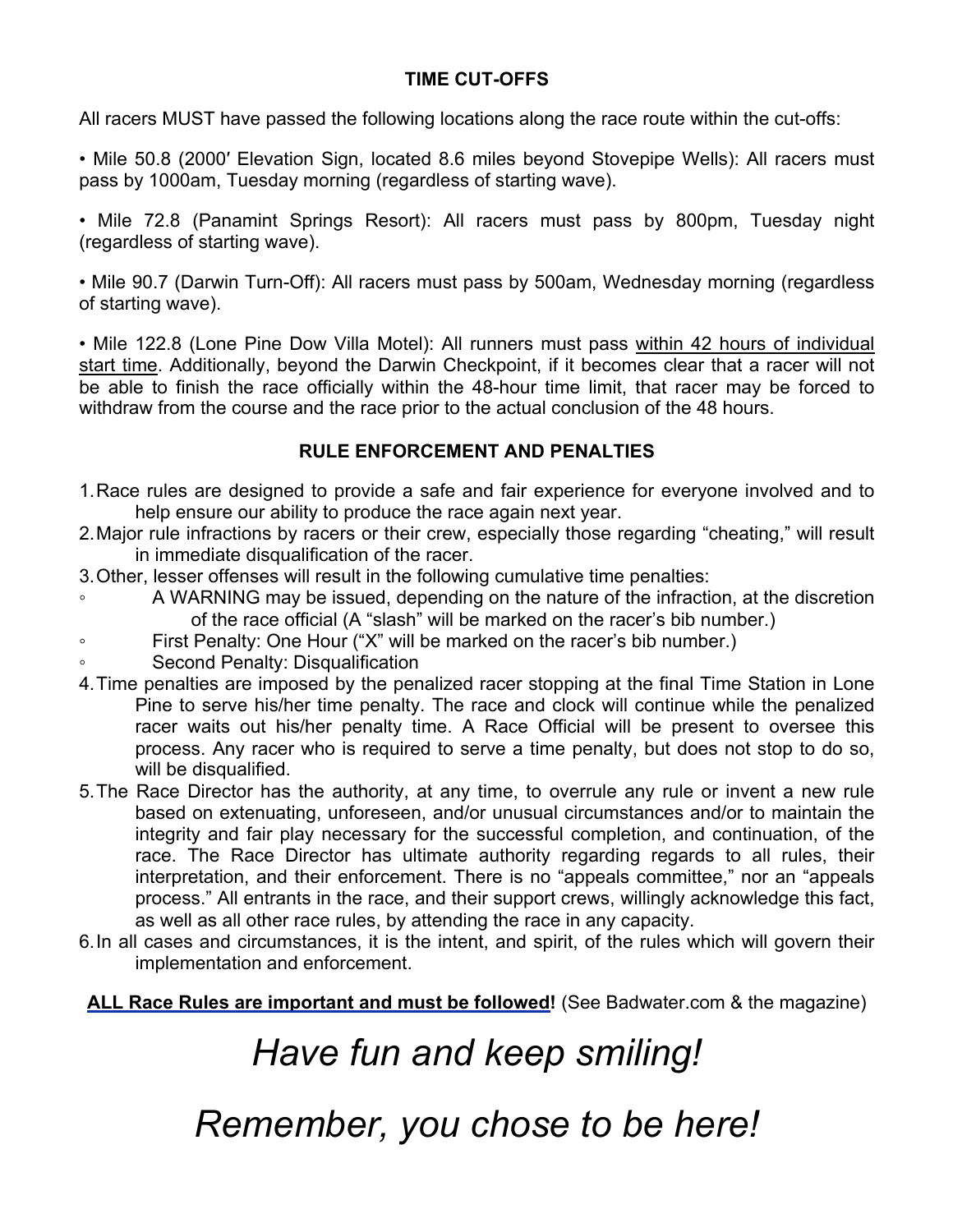## TIME CUT-OFFS

All racers MUST have passed the following locations along the race route within the cut-offs:

• Mile 50.8 (2000′ Elevation Sign, located 8.6 miles beyond Stovepipe Wells): All racers must pass by 1000am, Tuesday morning (regardless of starting wave).

• Mile 72.8 (Panamint Springs Resort): All racers must pass by 800pm, Tuesday night (regardless of starting wave).

• Mile 90.7 (Darwin Turn-Off): All racers must pass by 500am, Wednesday morning (regardless of starting wave).

• Mile 122.8 (Lone Pine Dow Villa Motel): All runners must pass <u>within 42 hours of individual start time</u>. Additionally, beyond the Darwin Checkpoint, if it becomes clear that a racer will not be able to finish the race officially within the 48-hour time limit, that racer may be forced to withdraw from the course and the race prior to the actual conclusion of the 48 hours.

## RULE ENFORCEMENT AND PENALTIES

1. Race rules are designed to provide a safe and fair experience for everyone involved and to help ensure our ability to produce the race again next year.
2. Major rule infractions by racers or their crew, especially those regarding "cheating," will result in immediate disqualification of the racer.
3. Other, lesser offenses will result in the following cumulative time penalties:
   - A WARNING may be issued, depending on the nature of the infraction, at the discretion of the race official (A "slash" will be marked on the racer's bib number.)
   - First Penalty: One Hour ("X" will be marked on the racer's bib number.)
   - Second Penalty: Disqualification
4. Time penalties are imposed by the penalized racer stopping at the final Time Station in Lone Pine to serve his/her time penalty. The race and clock will continue while the penalized racer waits out his/her penalty time. A Race Official will be present to oversee this process. Any racer who is required to serve a time penalty, but does not stop to do so, will be disqualified.
5. The Race Director has the authority, at any time, to overrule any rule or invent a new rule based on extenuating, unforeseen, and/or unusual circumstances and/or to maintain the integrity and fair play necessary for the successful completion, and continuation, of the race. The Race Director has ultimate authority regarding regards to all rules, their interpretation, and their enforcement. There is no "appeals committee," nor an "appeals process." All entrants in the race, and their support crews, willingly acknowledge this fact, as well as all other race rules, by attending the race in any capacity.
6. In all cases and circumstances, it is the intent, and spirit, of the rules which will govern their implementation and enforcement.

**<u>ALL Race Rules are important and must be followed</u>!** (See Badwater.com & the magazine)

*Have fun and keep smiling!*

*Remember, you chose to be here!*